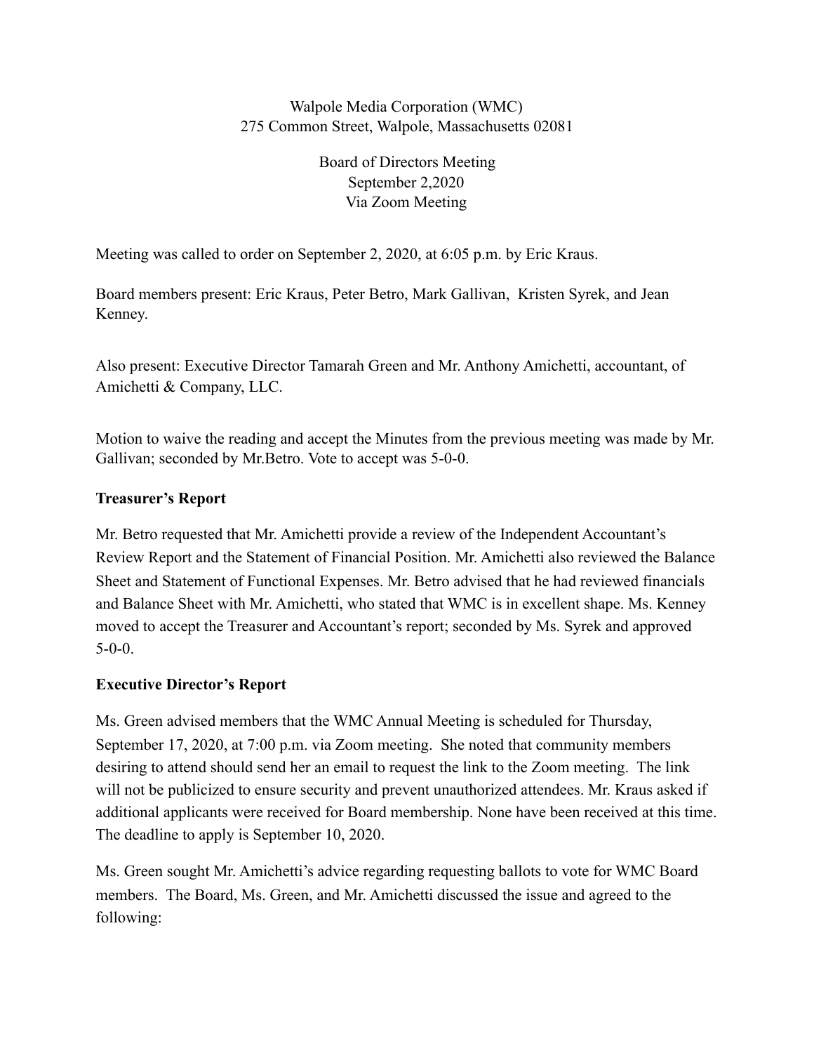Walpole Media Corporation (WMC)
275 Common Street, Walpole, Massachusetts 02081

Board of Directors Meeting
September 2,2020
Via Zoom Meeting

Meeting was called to order on September 2, 2020, at 6:05 p.m. by Eric Kraus.

Board members present: Eric Kraus, Peter Betro, Mark Gallivan, Kristen Syrek, and Jean Kenney.

Also present: Executive Director Tamarah Green and Mr. Anthony Amichetti, accountant, of Amichetti & Company, LLC.

Motion to waive the reading and accept the Minutes from the previous meeting was made by Mr. Gallivan; seconded by Mr.Betro. Vote to accept was 5-0-0.

**Treasurer's Report**

Mr. Betro requested that Mr. Amichetti provide a review of the Independent Accountant's Review Report and the Statement of Financial Position. Mr. Amichetti also reviewed the Balance Sheet and Statement of Functional Expenses. Mr. Betro advised that he had reviewed financials and Balance Sheet with Mr. Amichetti, who stated that WMC is in excellent shape. Ms. Kenney moved to accept the Treasurer and Accountant's report; seconded by Ms. Syrek and approved 5-0-0.

**Executive Director's Report**

Ms. Green advised members that the WMC Annual Meeting is scheduled for Thursday, September 17, 2020, at 7:00 p.m. via Zoom meeting. She noted that community members desiring to attend should send her an email to request the link to the Zoom meeting. The link will not be publicized to ensure security and prevent unauthorized attendees. Mr. Kraus asked if additional applicants were received for Board membership. None have been received at this time. The deadline to apply is September 10, 2020.

Ms. Green sought Mr. Amichetti's advice regarding requesting ballots to vote for WMC Board members. The Board, Ms. Green, and Mr. Amichetti discussed the issue and agreed to the following: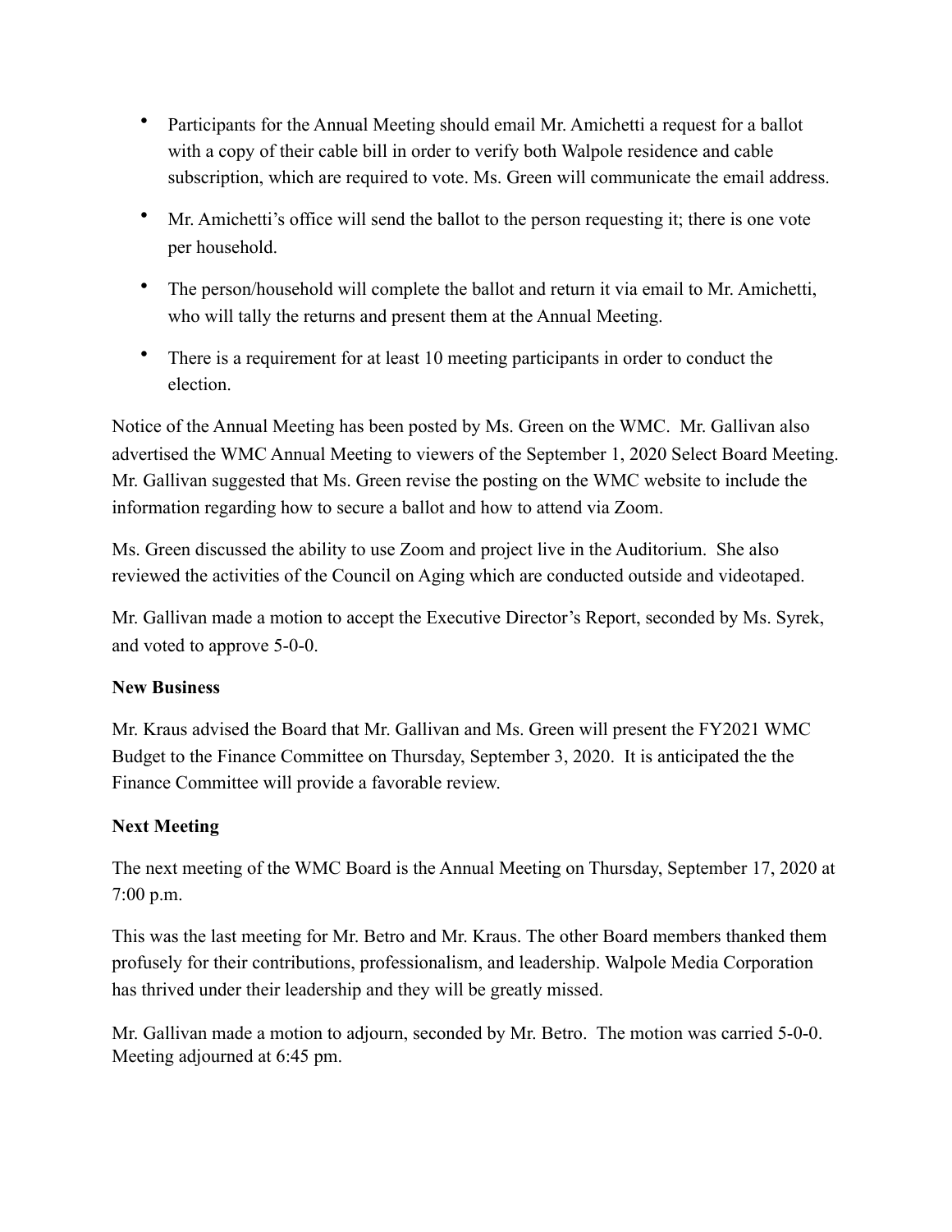- Participants for the Annual Meeting should email Mr. Amichetti a request for a ballot with a copy of their cable bill in order to verify both Walpole residence and cable subscription, which are required to vote. Ms. Green will communicate the email address.
- Mr. Amichetti's office will send the ballot to the person requesting it; there is one vote per household.
- The person/household will complete the ballot and return it via email to Mr. Amichetti, who will tally the returns and present them at the Annual Meeting.
- There is a requirement for at least 10 meeting participants in order to conduct the election.

Notice of the Annual Meeting has been posted by Ms. Green on the WMC. Mr. Gallivan also advertised the WMC Annual Meeting to viewers of the September 1, 2020 Select Board Meeting. Mr. Gallivan suggested that Ms. Green revise the posting on the WMC website to include the information regarding how to secure a ballot and how to attend via Zoom.

Ms. Green discussed the ability to use Zoom and project live in the Auditorium. She also reviewed the activities of the Council on Aging which are conducted outside and videotaped.

Mr. Gallivan made a motion to accept the Executive Director's Report, seconded by Ms. Syrek, and voted to approve 5-0-0.

**New Business**

Mr. Kraus advised the Board that Mr. Gallivan and Ms. Green will present the FY2021 WMC Budget to the Finance Committee on Thursday, September 3, 2020. It is anticipated the the Finance Committee will provide a favorable review.

**Next Meeting**

The next meeting of the WMC Board is the Annual Meeting on Thursday, September 17, 2020 at 7:00 p.m.

This was the last meeting for Mr. Betro and Mr. Kraus. The other Board members thanked them profusely for their contributions, professionalism, and leadership. Walpole Media Corporation has thrived under their leadership and they will be greatly missed.

Mr. Gallivan made a motion to adjourn, seconded by Mr. Betro. The motion was carried 5-0-0. Meeting adjourned at 6:45 pm.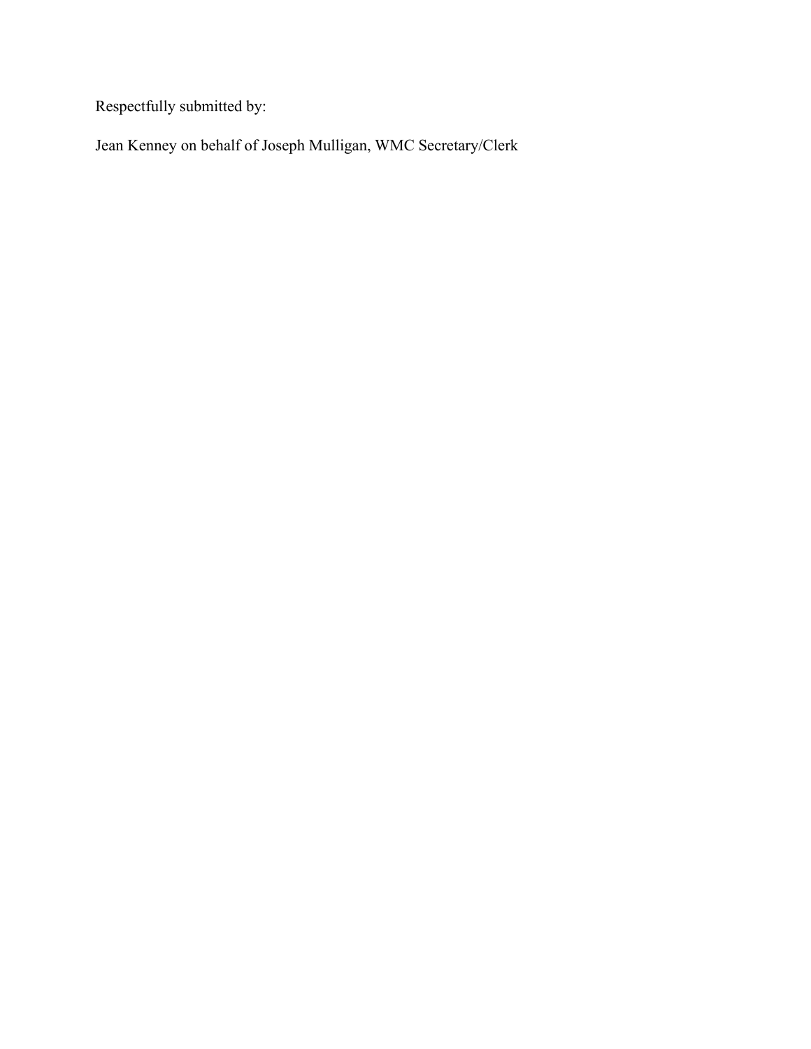Respectfully submitted by:

Jean Kenney on behalf of Joseph Mulligan, WMC Secretary/Clerk